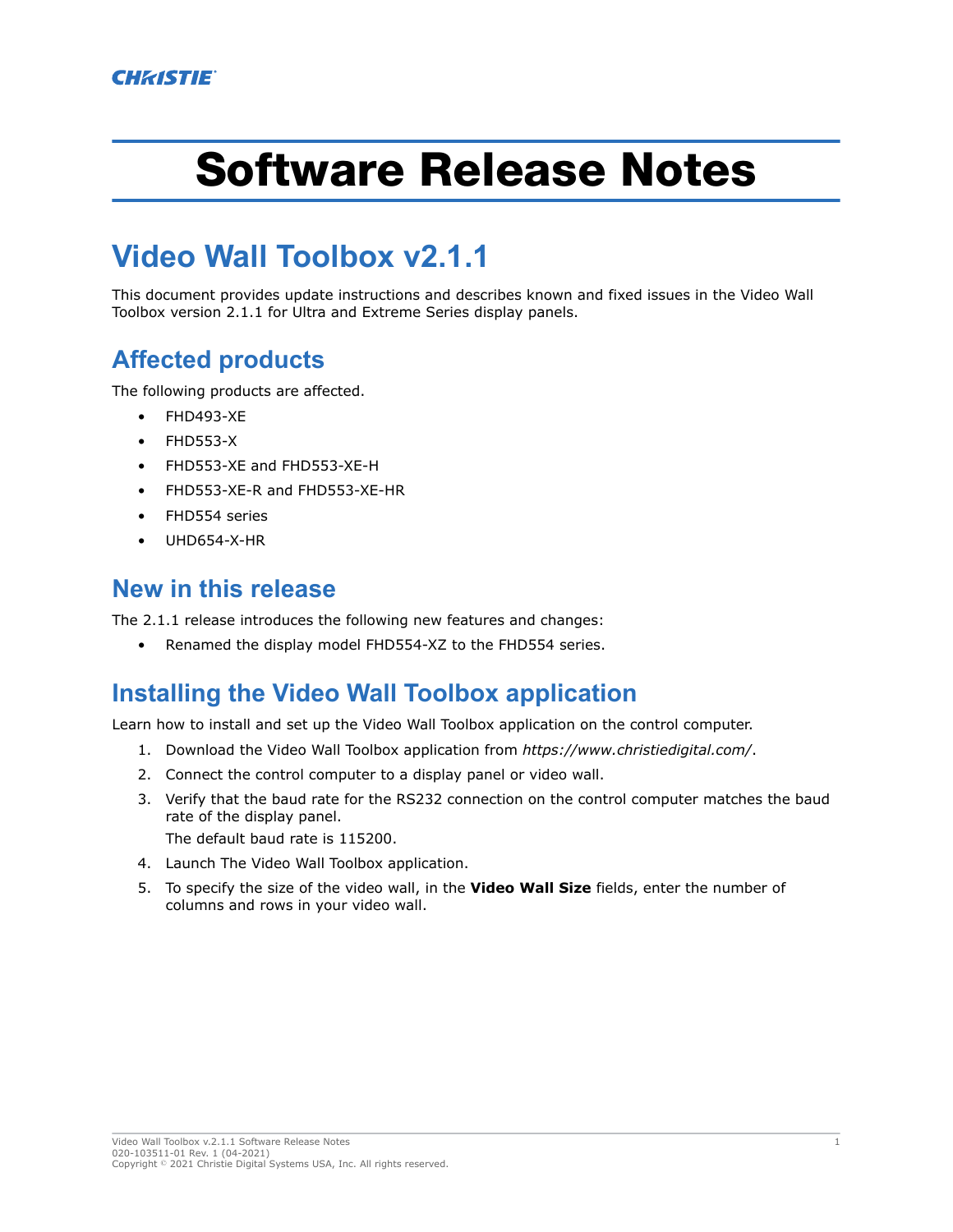# Software Release Notes

## Video Wall Toolbox v2.1.1

This document provides update instructions and describes known and fixed issues in the Video Wall Toolbox version 2.1.1 for Ultra and Extreme Series display panels.

### Affected products

The following products are affected.

- FHD493-XE
- FHD553-X
- FHD553-XE and FHD553-XE-H
- FHD553-XE-R and FHD553-XE-HR
- FHD554 series
- UHD654-X-HR

### New in this release

The 2.1.1 release introduces the following new features and changes:

- Renamed the display model FHD554-XZ to the FHD554 series.

### Installing the Video Wall Toolbox application

Learn how to install and set up the Video Wall Toolbox application on the control computer.

1. Download the Video Wall Toolbox application from *https://www.christiedigital.com/*.
2. Connect the control computer to a display panel or video wall.
3. Verify that the baud rate for the RS232 connection on the control computer matches the baud rate of the display panel.
   The default baud rate is 115200.
4. Launch The Video Wall Toolbox application.
5. To specify the size of the video wall, in the **Video Wall Size** fields, enter the number of columns and rows in your video wall.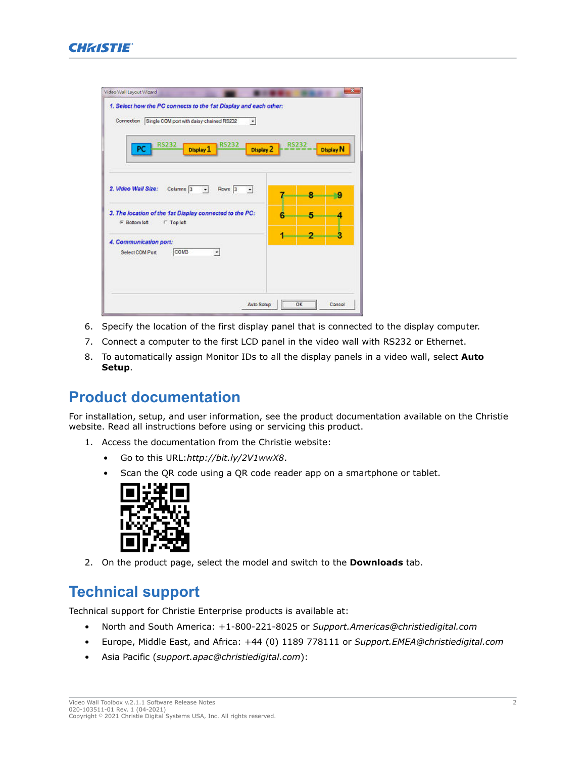6. Specify the location of the first display panel that is connected to the display computer.
7. Connect a computer to the first LCD panel in the video wall with RS232 or Ethernet.
8. To automatically assign Monitor IDs to all the display panels in a video wall, select **Auto Setup**.

## Product documentation

For installation, setup, and user information, see the product documentation available on the Christie website. Read all instructions before using or servicing this product.

1. Access the documentation from the Christie website:
   - Go to this URL:*http://bit.ly/2V1wwX8*.
   - Scan the QR code using a QR code reader app on a smartphone or tablet.
2. On the product page, select the model and switch to the **Downloads** tab.

## Technical support

Technical support for Christie Enterprise products is available at:

- North and South America: +1-800-221-8025 or *Support.Americas@christiedigital.com*
- Europe, Middle East, and Africa: +44 (0) 1189 778111 or *Support.EMEA@christiedigital.com*
- Asia Pacific (*support.apac@christiedigital.com*):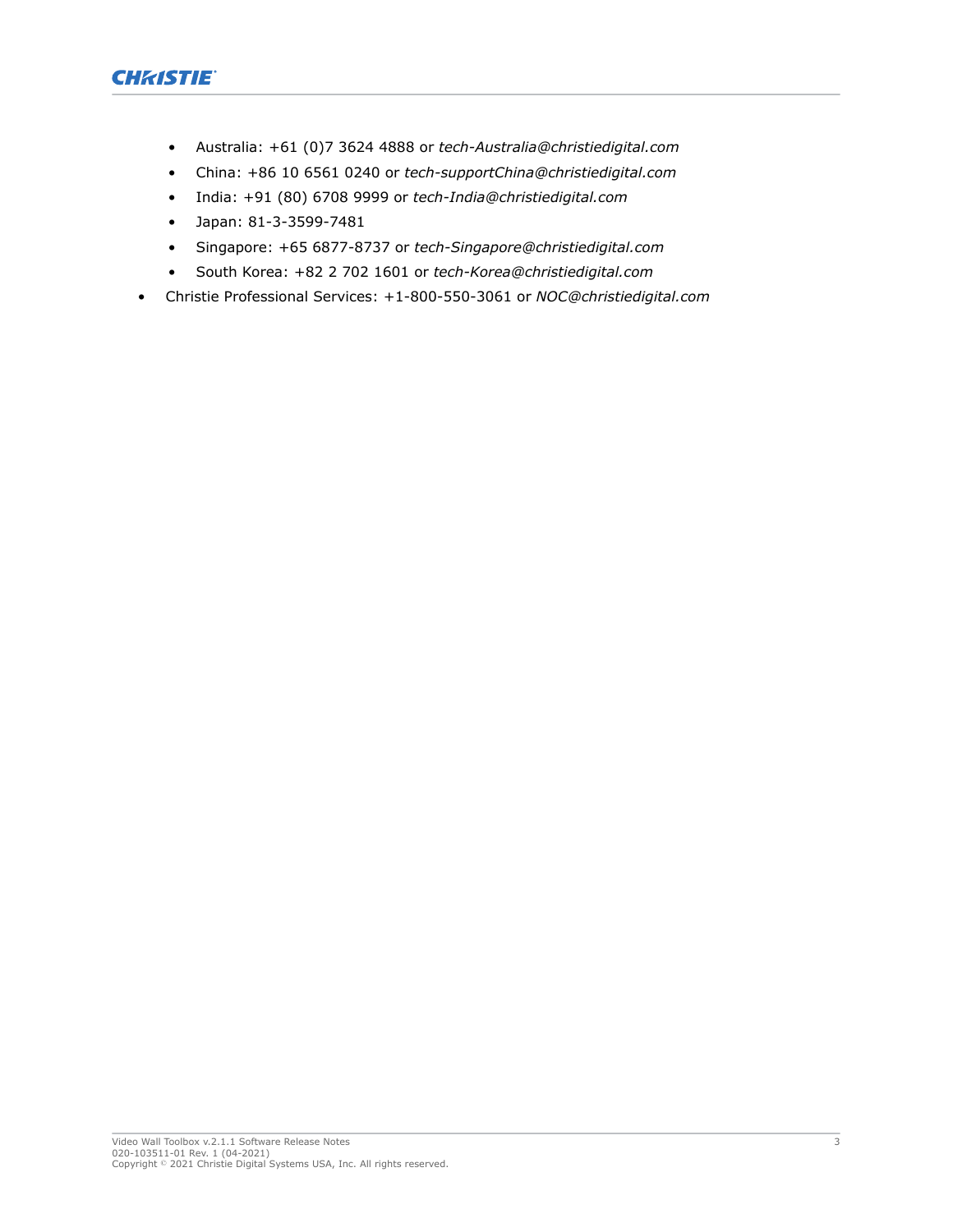- Australia: +61 (0)7 3624 4888 or *tech-Australia@christiedigital.com*
    - China: +86 10 6561 0240 or *tech-supportChina@christiedigital.com*
    - India: +91 (80) 6708 9999 or *tech-India@christiedigital.com*
    - Japan: 81-3-3599-7481
    - Singapore: +65 6877-8737 or *tech-Singapore@christiedigital.com*
    - South Korea: +82 2 702 1601 or *tech-Korea@christiedigital.com*
- Christie Professional Services: +1-800-550-3061 or *NOC@christiedigital.com*